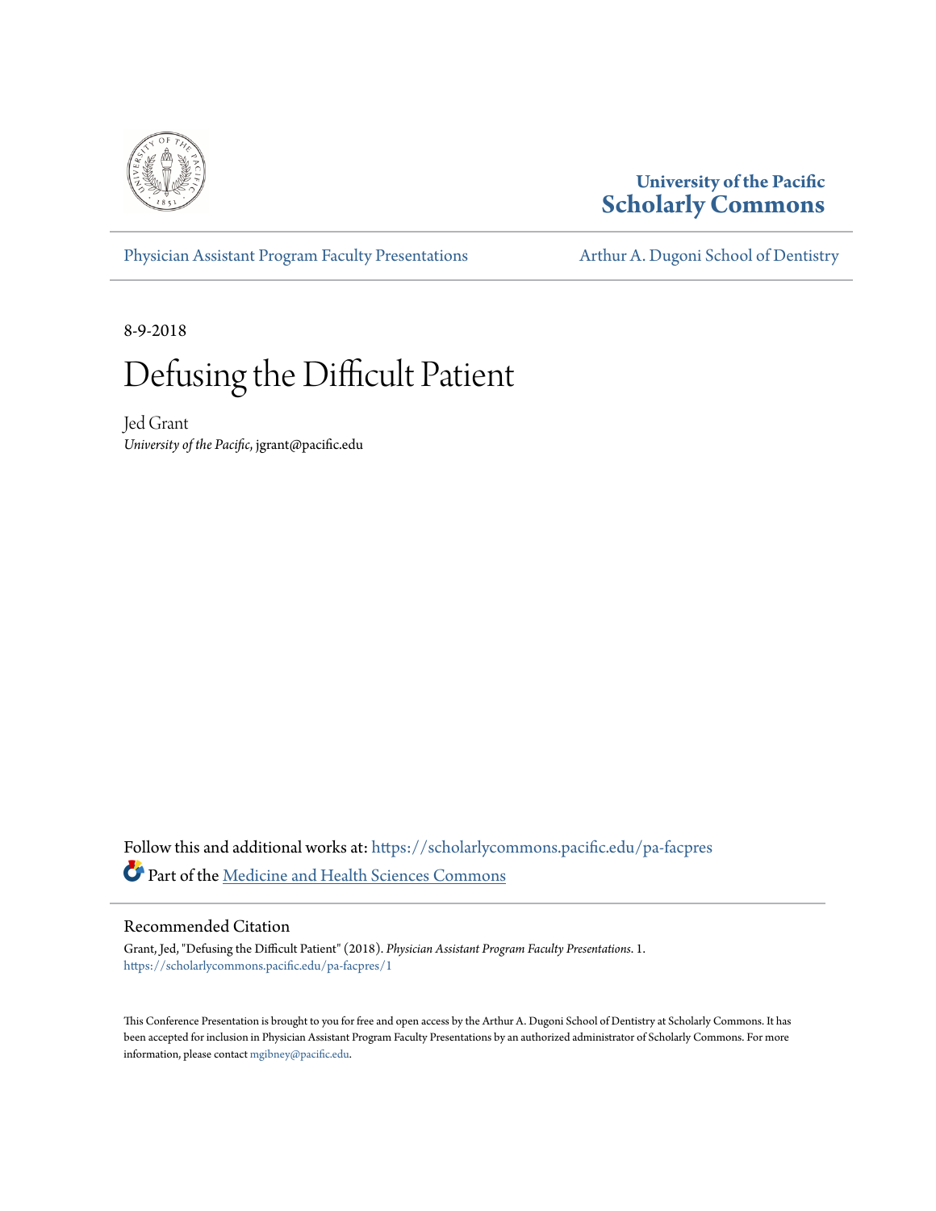University of the Pacific
**Scholarly Commons**

Physician Assistant Program Faculty Presentations | Arthur A. Dugoni School of Dentistry

8-9-2018

# Defusing the Difficult Patient

Jed Grant
*University of the Pacific*, jgrant@pacific.edu

Follow this and additional works at: https://scholarlycommons.pacific.edu/pa-facpres

Part of the Medicine and Health Sciences Commons

## Recommended Citation

Grant, Jed, "Defusing the Difficult Patient" (2018). *Physician Assistant Program Faculty Presentations*. 1.
https://scholarlycommons.pacific.edu/pa-facpres/1

This Conference Presentation is brought to you for free and open access by the Arthur A. Dugoni School of Dentistry at Scholarly Commons. It has been accepted for inclusion in Physician Assistant Program Faculty Presentations by an authorized administrator of Scholarly Commons. For more information, please contact mgibney@pacific.edu.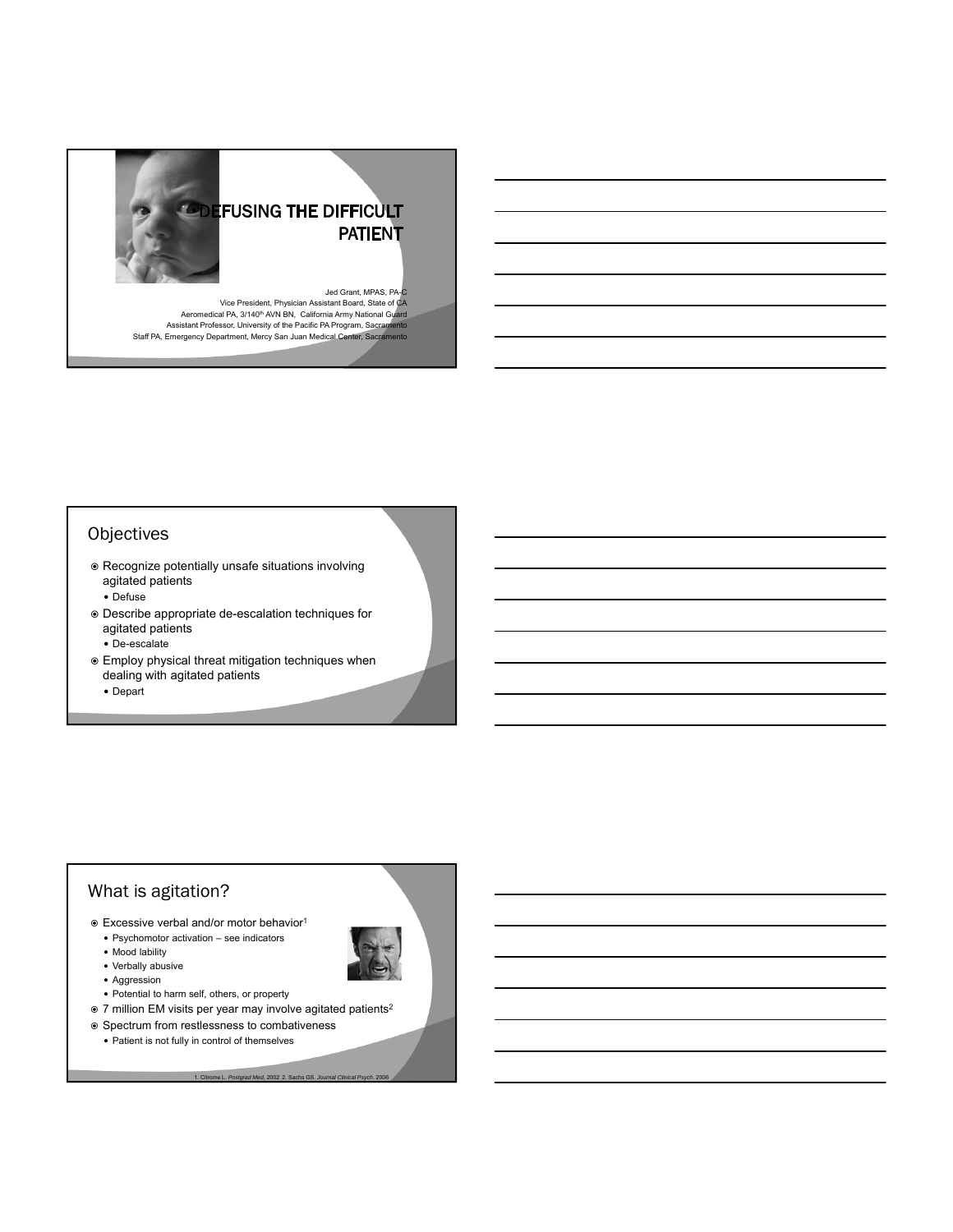# DEFUSING THE DIFFICULT PATIENT

Jed Grant, MPAS, PA-C
Vice President, Physician Assistant Board, State of CA
Aeromedical PA, 3/140th AVN BN, California Army National Guard
Assistant Professor, University of the Pacific PA Program, Sacramento
Staff PA, Emergency Department, Mercy San Juan Medical Center, Sacramento

## Objectives

- Recognize potentially unsafe situations involving agitated patients
  - Defuse
- Describe appropriate de-escalation techniques for agitated patients
  - De-escalate
- Employ physical threat mitigation techniques when dealing with agitated patients
  - Depart

## What is agitation?

- Excessive verbal and/or motor behavior[1]
  - Psychomotor activation – see indicators
  - Mood lability
  - Verbally abusive
  - Aggression
  - Potential to harm self, others, or property
- 7 million EM visits per year may involve agitated patients[2]
- Spectrum from restlessness to combativeness
  - Patient is not fully in control of themselves

1. Citrome L. *Postgrad Med*, 2002 2. Sachs GS. *Journal Clinical Psych*. 2006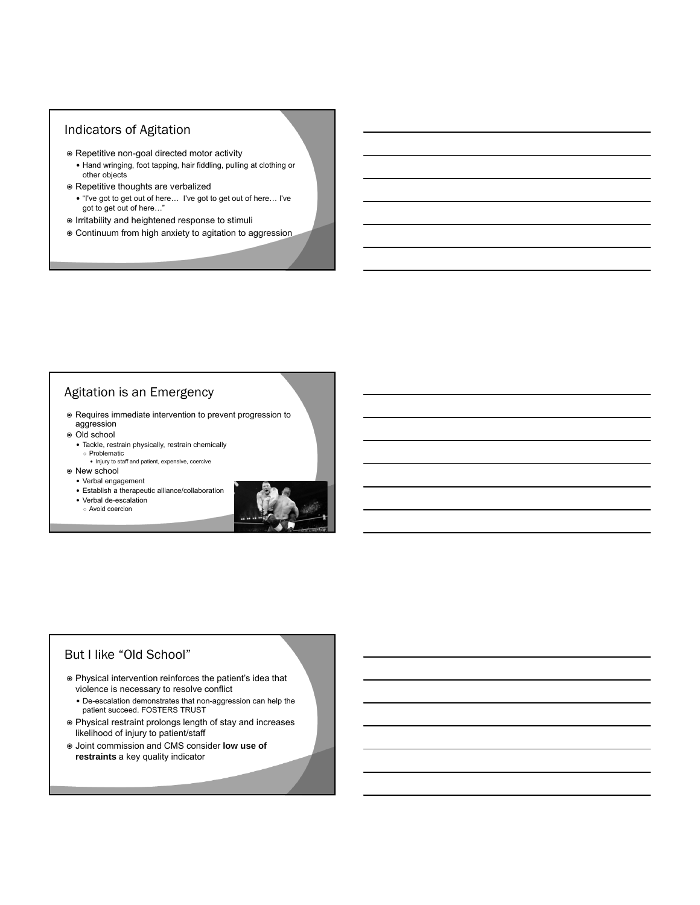## Indicators of Agitation

- Repetitive non-goal directed motor activity
  - Hand wringing, foot tapping, hair fiddling, pulling at clothing or other objects
- Repetitive thoughts are verbalized
  - "I've got to get out of here… I've got to get out of here… I've got to get out of here…"
- Irritability and heightened response to stimuli
- Continuum from high anxiety to agitation to aggression

## Agitation is an Emergency

- Requires immediate intervention to prevent progression to aggression
- Old school
  - Tackle, restrain physically, restrain chemically
    - Problematic
      - Injury to staff and patient, expensive, coercive
- New school
  - Verbal engagement
  - Establish a therapeutic alliance/collaboration
  - Verbal de-escalation
    - Avoid coercion

## But I like "Old School"

- Physical intervention reinforces the patient's idea that violence is necessary to resolve conflict
  - De-escalation demonstrates that non-aggression can help the patient succeed. FOSTERS TRUST
- Physical restraint prolongs length of stay and increases likelihood of injury to patient/staff
- Joint commission and CMS consider **low use of restraints** a key quality indicator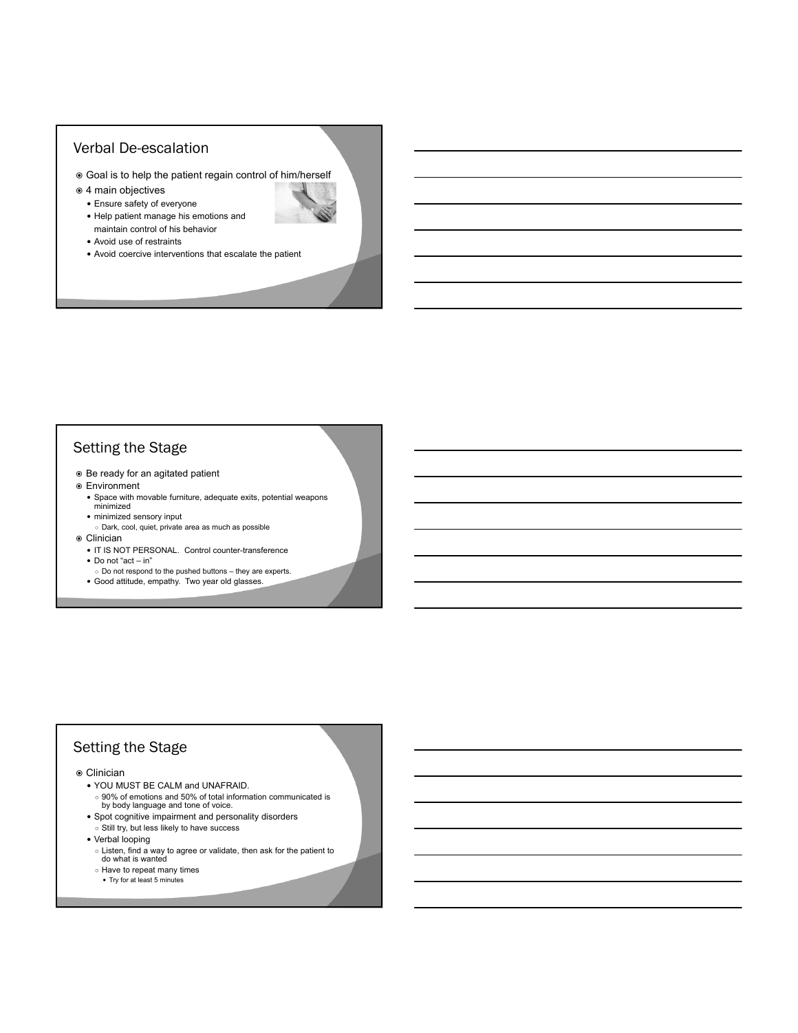## Verbal De-escalation

- Goal is to help the patient regain control of him/herself
- 4 main objectives
  - Ensure safety of everyone
  - Help patient manage his emotions and maintain control of his behavior
  - Avoid use of restraints
  - Avoid coercive interventions that escalate the patient

## Setting the Stage

- Be ready for an agitated patient
- Environment
  - Space with movable furniture, adequate exits, potential weapons minimized
  - minimized sensory input
    - Dark, cool, quiet, private area as much as possible
- Clinician
  - IT IS NOT PERSONAL. Control counter-transference
  - Do not "act – in"
    - Do not respond to the pushed buttons – they are experts.
  - Good attitude, empathy. Two year old glasses.

## Setting the Stage

- Clinician
  - YOU MUST BE CALM and UNAFRAID.
    - 90% of emotions and 50% of total information communicated is by body language and tone of voice.
  - Spot cognitive impairment and personality disorders
    - Still try, but less likely to have success
  - Verbal looping
    - Listen, find a way to agree or validate, then ask for the patient to do what is wanted
    - Have to repeat many times
      - Try for at least 5 minutes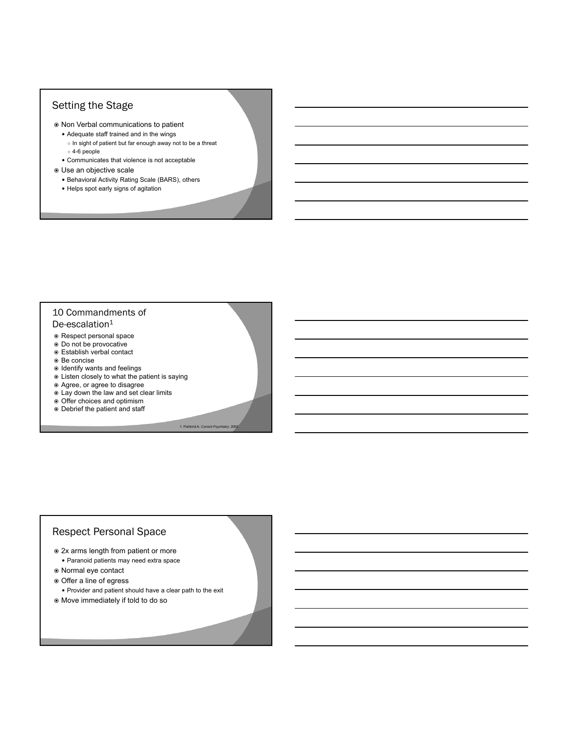## Setting the Stage

- Non Verbal communications to patient
  - Adequate staff trained and in the wings
    - In sight of patient but far enough away not to be a threat
    - 4-6 people
  - Communicates that violence is not acceptable
- Use an objective scale
  - Behavioral Activity Rating Scale (BARS), others
  - Helps spot early signs of agitation

## 10 Commandments of De-escalation[1]

- Respect personal space
- Do not be provocative
- Establish verbal contact
- Be concise
- Identify wants and feelings
- Listen closely to what the patient is saying
- Agree, or agree to disagree
- Lay down the law and set clear limits
- Offer choices and optimism
- Debrief the patient and staff

1. Fishkind A. *Current Psychiatry*. 2002

## Respect Personal Space

- 2x arms length from patient or more
  - Paranoid patients may need extra space
- Normal eye contact
- Offer a line of egress
  - Provider and patient should have a clear path to the exit
- Move immediately if told to do so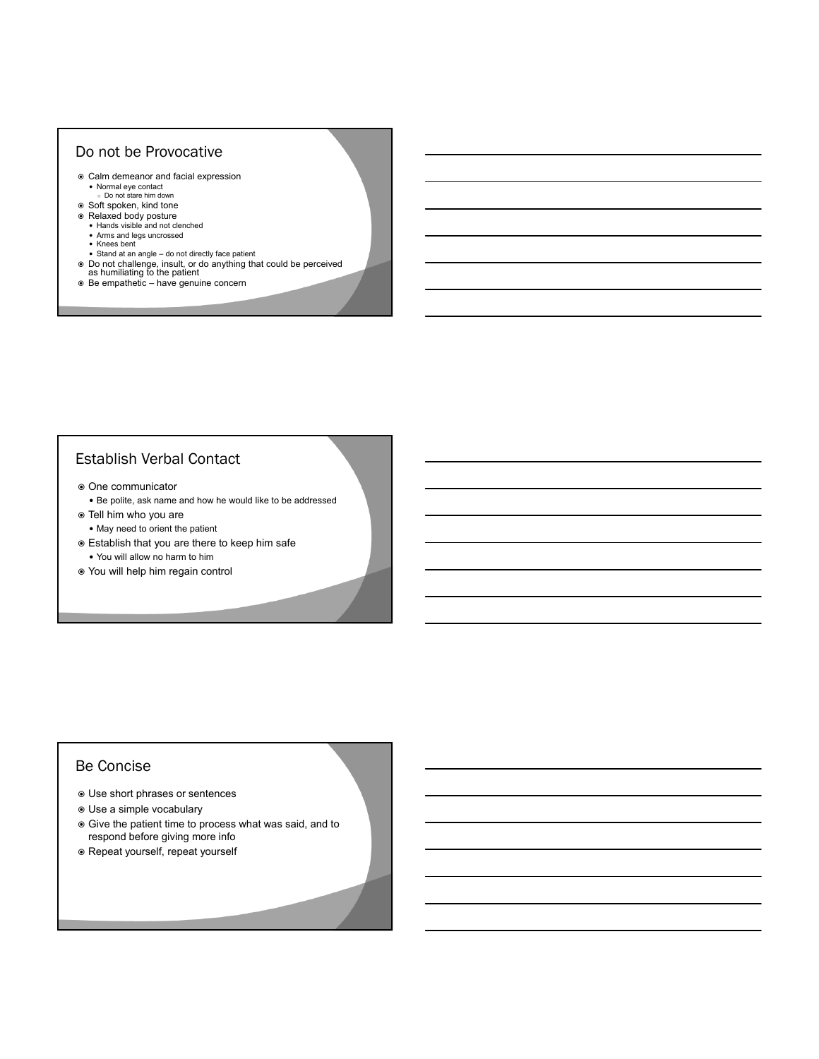## Do not be Provocative

- Calm demeanor and facial expression
  - Normal eye contact
    - Do not stare him down
- Soft spoken, kind tone
- Relaxed body posture
  - Hands visible and not clenched
  - Arms and legs uncrossed
  - Knees bent
  - Stand at an angle – do not directly face patient
- Do not challenge, insult, or do anything that could be perceived as humiliating to the patient
- Be empathetic – have genuine concern

## Establish Verbal Contact

- One communicator
  - Be polite, ask name and how he would like to be addressed
- Tell him who you are
  - May need to orient the patient
- Establish that you are there to keep him safe
  - You will allow no harm to him
- You will help him regain control

## Be Concise

- Use short phrases or sentences
- Use a simple vocabulary
- Give the patient time to process what was said, and to respond before giving more info
- Repeat yourself, repeat yourself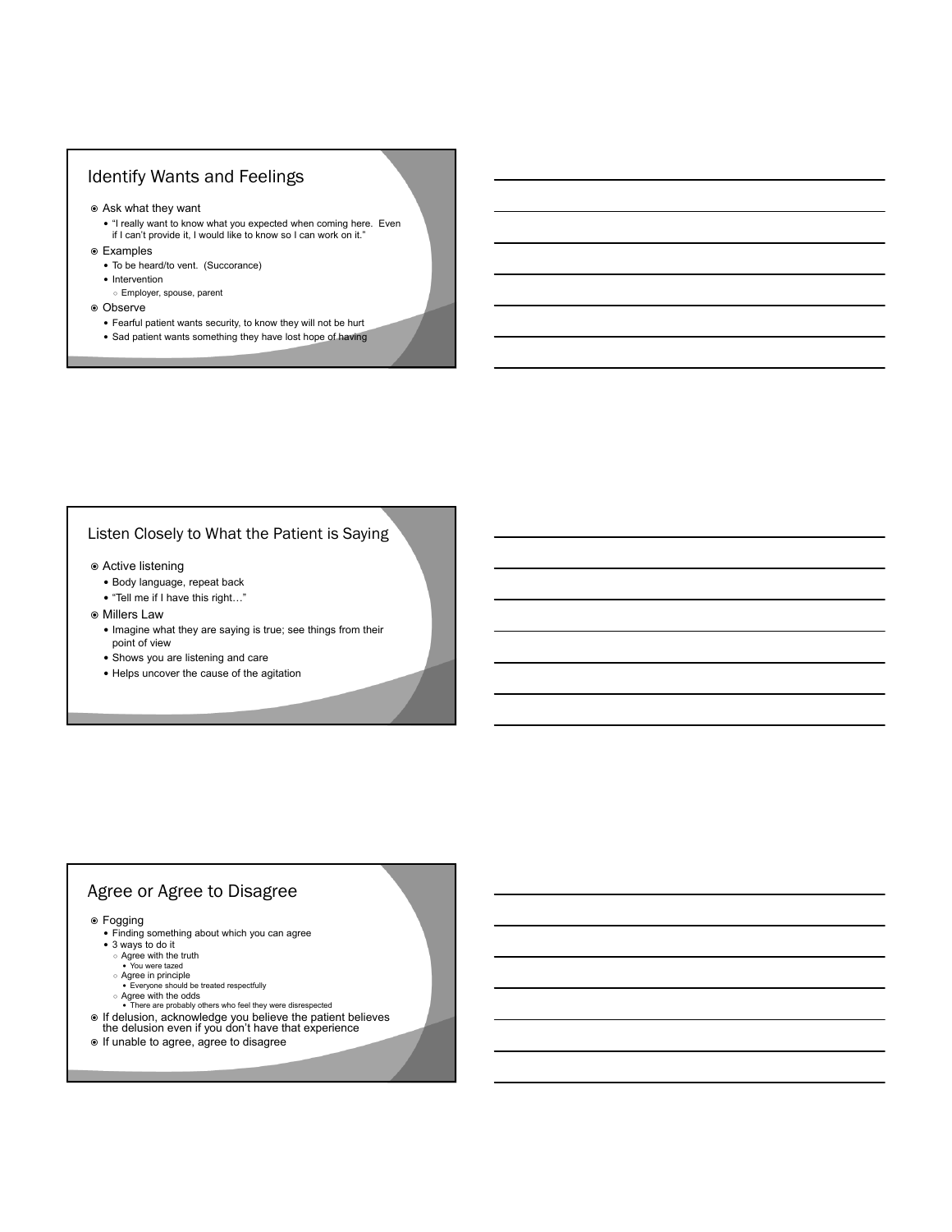## Identify Wants and Feelings

- Ask what they want
  - "I really want to know what you expected when coming here. Even if I can't provide it, I would like to know so I can work on it."
- Examples
  - To be heard/to vent. (Succorance)
  - Intervention
    - Employer, spouse, parent
- Observe
  - Fearful patient wants security, to know they will not be hurt
  - Sad patient wants something they have lost hope of having

## Listen Closely to What the Patient is Saying

- Active listening
  - Body language, repeat back
  - "Tell me if I have this right…"
- Millers Law
  - Imagine what they are saying is true; see things from their point of view
  - Shows you are listening and care
  - Helps uncover the cause of the agitation

## Agree or Agree to Disagree

- Fogging
  - Finding something about which you can agree
  - 3 ways to do it
    - Agree with the truth
      - You were tazed
    - Agree in principle
      - Everyone should be treated respectfully
    - Agree with the odds
      - There are probably others who feel they were disrespected
- If delusion, acknowledge you believe the patient believes the delusion even if you don't have that experience
- If unable to agree, agree to disagree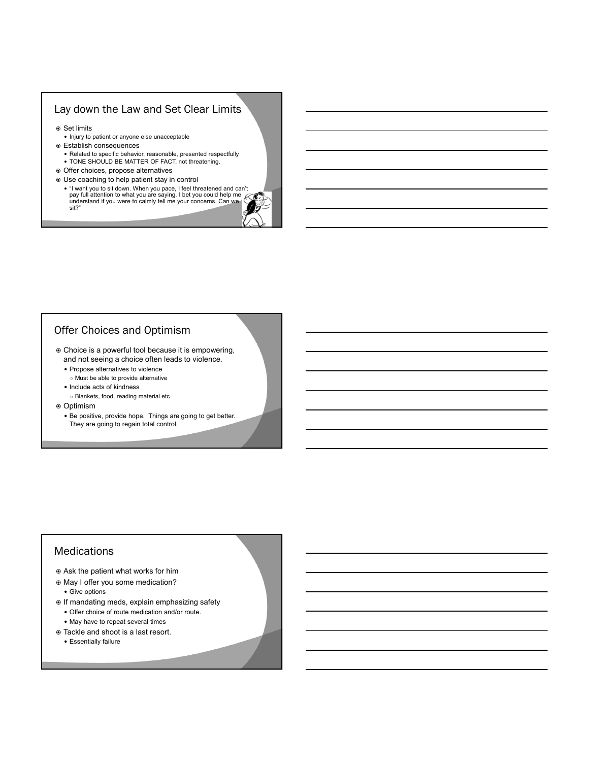## Lay down the Law and Set Clear Limits

- Set limits
  - Injury to patient or anyone else unacceptable
- Establish consequences
  - Related to specific behavior, reasonable, presented respectfully
  - TONE SHOULD BE MATTER OF FACT, not threatening.
- Offer choices, propose alternatives
- Use coaching to help patient stay in control
  - "I want you to sit down. When you pace, I feel threatened and can't pay full attention to what you are saying. I bet you could help me understand if you were to calmly tell me your concerns. Can we sit?"

## Offer Choices and Optimism

- Choice is a powerful tool because it is empowering, and not seeing a choice often leads to violence.
  - Propose alternatives to violence
    - Must be able to provide alternative
  - Include acts of kindness
    - Blankets, food, reading material etc
- Optimism
  - Be positive, provide hope. Things are going to get better. They are going to regain total control.

## Medications

- Ask the patient what works for him
- May I offer you some medication?
  - Give options
- If mandating meds, explain emphasizing safety
  - Offer choice of route medication and/or route.
  - May have to repeat several times
- Tackle and shoot is a last resort.
  - Essentially failure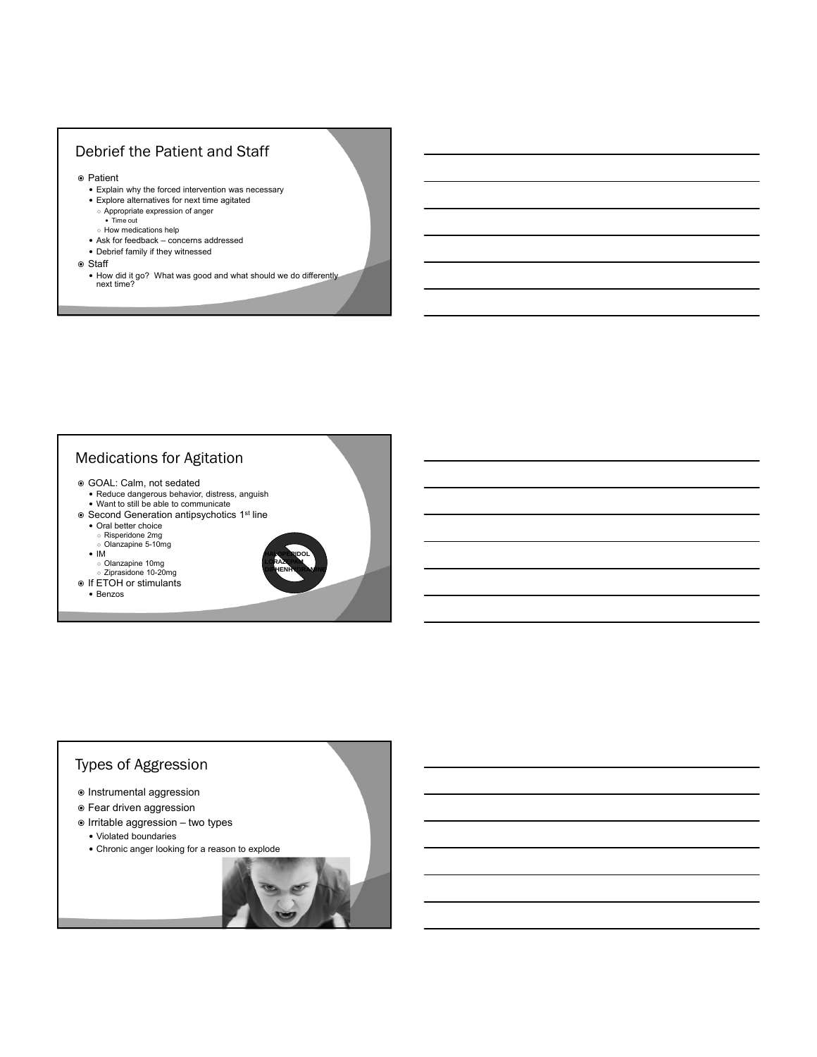## Debrief the Patient and Staff

- Patient
  - Explain why the forced intervention was necessary
  - Explore alternatives for next time agitated
    - Appropriate expression of anger
      - Time out
    - How medications help
  - Ask for feedback – concerns addressed
  - Debrief family if they witnessed
- Staff
  - How did it go? What was good and what should we do differently next time?

## Medications for Agitation

- GOAL: Calm, not sedated
  - Reduce dangerous behavior, distress, anguish
  - Want to still be able to communicate
- Second Generation antipsychotics 1st line
  - Oral better choice
    - Risperidone 2mg
    - Olanzapine 5-10mg
  - IM
    - Olanzapine 10mg
    - Ziprasidone 10-20mg
- If ETOH or stimulants
  - Benzos

HALOPERIDOL
LORAZEPAM
DIPHENHYDRAMINE

## Types of Aggression

- Instrumental aggression
- Fear driven aggression
- Irritable aggression – two types
  - Violated boundaries
  - Chronic anger looking for a reason to explode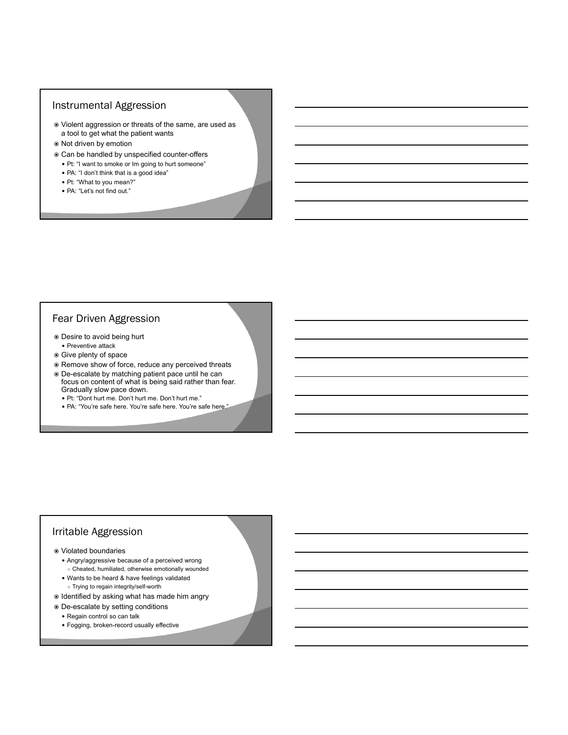## Instrumental Aggression

- Violent aggression or threats of the same, are used as a tool to get what the patient wants
- Not driven by emotion
- Can be handled by unspecified counter-offers
  - Pt: "I want to smoke or Im going to hurt someone"
  - PA: "I don't think that is a good idea"
  - Pt: "What to you mean?"
  - PA: "Let's not find out."

## Fear Driven Aggression

- Desire to avoid being hurt
  - Preventive attack
- Give plenty of space
- Remove show of force, reduce any perceived threats
- De-escalate by matching patient pace until he can focus on content of what is being said rather than fear. Gradually slow pace down.
  - Pt: "Dont hurt me. Don't hurt me. Don't hurt me."
  - PA: "You're safe here. You're safe here. You're safe here."

## Irritable Aggression

- Violated boundaries
  - Angry/aggressive because of a perceived wrong
    - Cheated, humiliated, otherwise emotionally wounded
  - Wants to be heard & have feelings validated
    - Trying to regain integrity/self-worth
- Identified by asking what has made him angry
- De-escalate by setting conditions
  - Regain control so can talk
  - Fogging, broken-record usually effective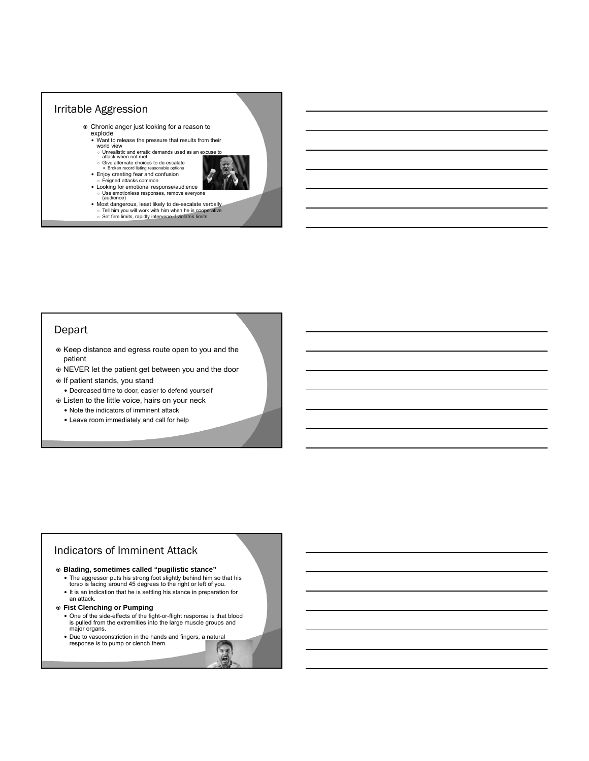## Irritable Aggression

- Chronic anger just looking for a reason to explode
  - Want to release the pressure that results from their world view
    - Unrealistic and erratic demands used as an excuse to attack when not met
    - Give alternate choices to de-escalate
      - Broken record listing reasonable options
  - Enjoy creating fear and confusion
    - Feigned attacks common
  - Looking for emotional response/audience
    - Use emotionless responses, remove everyone (audience)
  - Most dangerous, least likely to de-escalate verbally
    - Tell him you will work with him when he is cooperative
    - Set firm limits, rapidly intervene if violates limits

## Depart

- Keep distance and egress route open to you and the patient
- NEVER let the patient get between you and the door
- If patient stands, you stand
  - Decreased time to door, easier to defend yourself
- Listen to the little voice, hairs on your neck
  - Note the indicators of imminent attack
  - Leave room immediately and call for help

## Indicators of Imminent Attack

- **Blading, sometimes called "pugilistic stance"**
  - The aggressor puts his strong foot slightly behind him so that his torso is facing around 45 degrees to the right or left of you.
  - It is an indication that he is settling his stance in preparation for an attack.
- **Fist Clenching or Pumping**
  - One of the side-effects of the fight-or-flight response is that blood is pulled from the extremities into the large muscle groups and major organs.
  - Due to vasoconstriction in the hands and fingers, a natural response is to pump or clench them.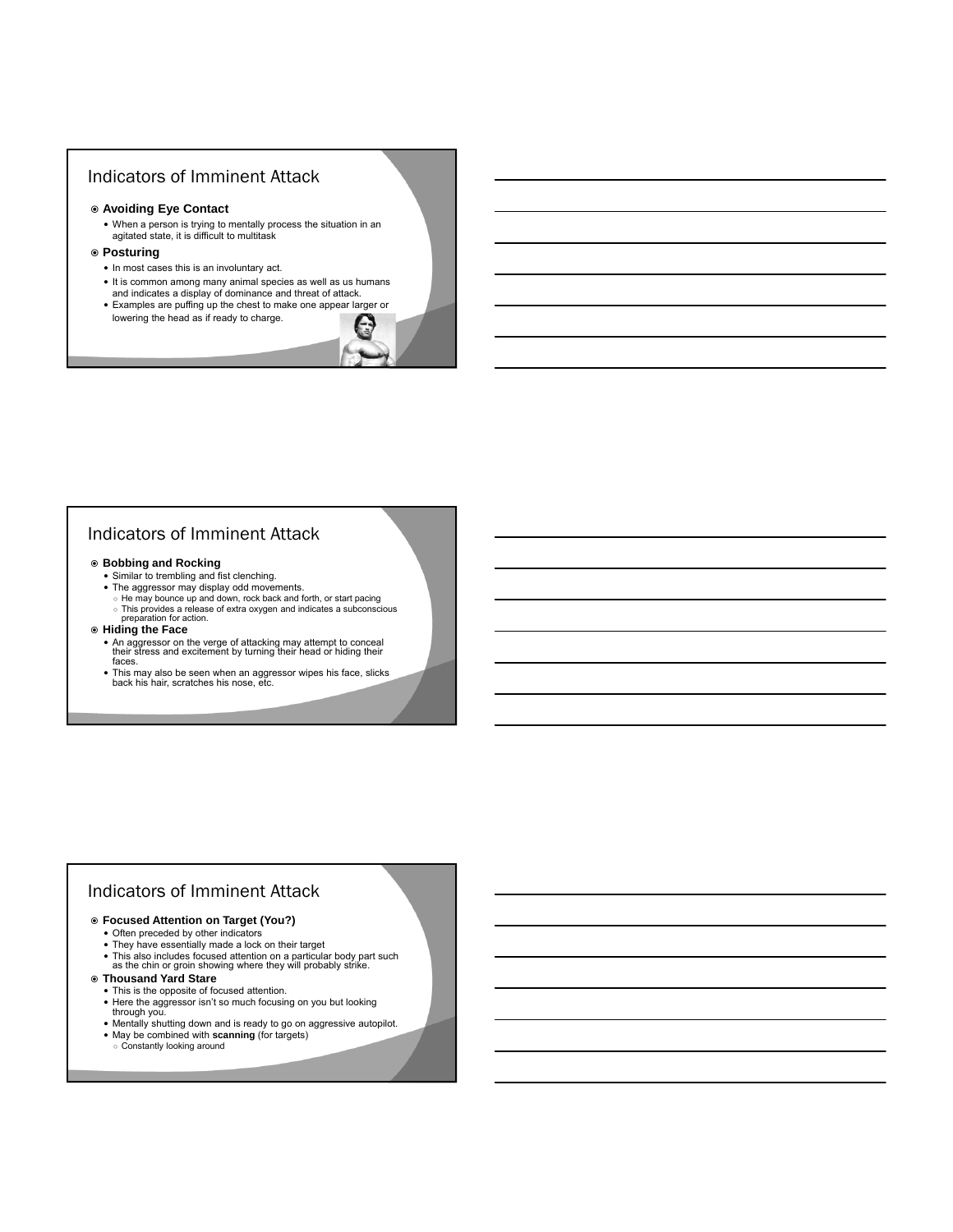## Indicators of Imminent Attack

- **Avoiding Eye Contact**
  - When a person is trying to mentally process the situation in an agitated state, it is difficult to multitask
- **Posturing**
  - In most cases this is an involuntary act.
  - It is common among many animal species as well as us humans and indicates a display of dominance and threat of attack.
  - Examples are puffing up the chest to make one appear larger or lowering the head as if ready to charge.

## Indicators of Imminent Attack

- **Bobbing and Rocking**
  - Similar to trembling and fist clenching.
  - The aggressor may display odd movements.
    - He may bounce up and down, rock back and forth, or start pacing
    - This provides a release of extra oxygen and indicates a subconscious preparation for action.
- **Hiding the Face**
  - An aggressor on the verge of attacking may attempt to conceal their stress and excitement by turning their head or hiding their faces.
  - This may also be seen when an aggressor wipes his face, slicks back his hair, scratches his nose, etc.

## Indicators of Imminent Attack

- **Focused Attention on Target (You?)**
  - Often preceded by other indicators
  - They have essentially made a lock on their target
  - This also includes focused attention on a particular body part such as the chin or groin showing where they will probably strike.
- **Thousand Yard Stare**
  - This is the opposite of focused attention.
  - Here the aggressor isn't so much focusing on you but looking through you.
  - Mentally shutting down and is ready to go on aggressive autopilot.
  - May be combined with **scanning** (for targets)
    - Constantly looking around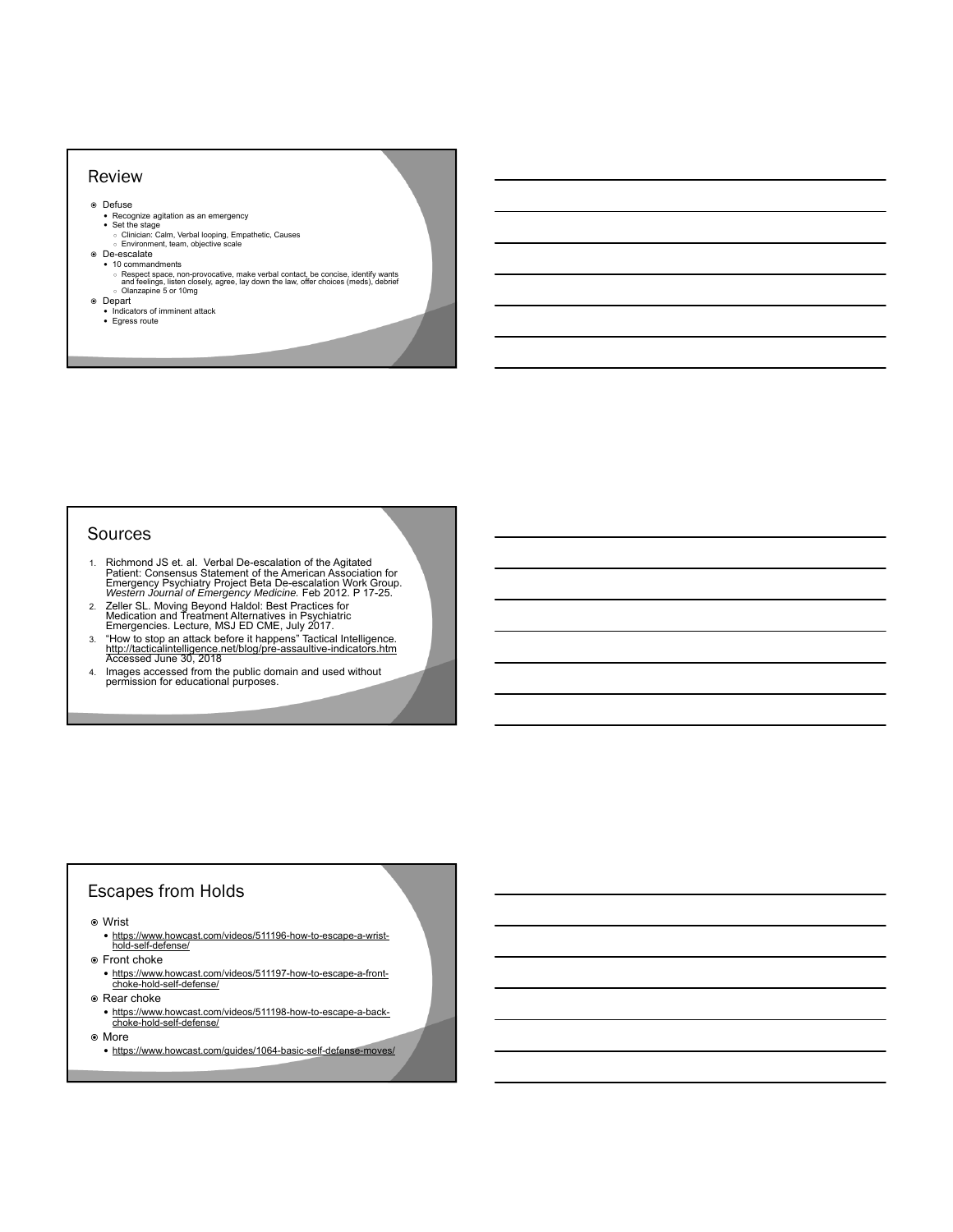## Review

- Defuse
  - Recognize agitation as an emergency
  - Set the stage
    - Clinician: Calm, Verbal looping, Empathetic, Causes
    - Environment, team, objective scale
- De-escalate
  - 10 commandments
    - Respect space, non-provocative, make verbal contact, be concise, identify wants and feelings, listen closely, agree, lay down the law, offer choices (meds), debrief
    - Olanzapine 5 or 10mg
- Depart
  - Indicators of imminent attack
  - Egress route

## Sources

1. Richmond JS et. al. Verbal De-escalation of the Agitated Patient: Consensus Statement of the American Association for Emergency Psychiatry Project Beta De-escalation Work Group. *Western Journal of Emergency Medicine.* Feb 2012. P 17-25.
2. Zeller SL. Moving Beyond Haldol: Best Practices for Medication and Treatment Alternatives in Psychiatric Emergencies. Lecture, MSJ ED CME, July 2017.
3. "How to stop an attack before it happens" Tactical Intelligence. http://tacticalintelligence.net/blog/pre-assaultive-indicators.htm Accessed June 30, 2018
4. Images accessed from the public domain and used without permission for educational purposes.

## Escapes from Holds

- Wrist
  - https://www.howcast.com/videos/511196-how-to-escape-a-wrist-hold-self-defense/
- Front choke
  - https://www.howcast.com/videos/511197-how-to-escape-a-front-choke-hold-self-defense/
- Rear choke
  - https://www.howcast.com/videos/511198-how-to-escape-a-back-choke-hold-self-defense/
- More
  - https://www.howcast.com/guides/1064-basic-self-defense-moves/